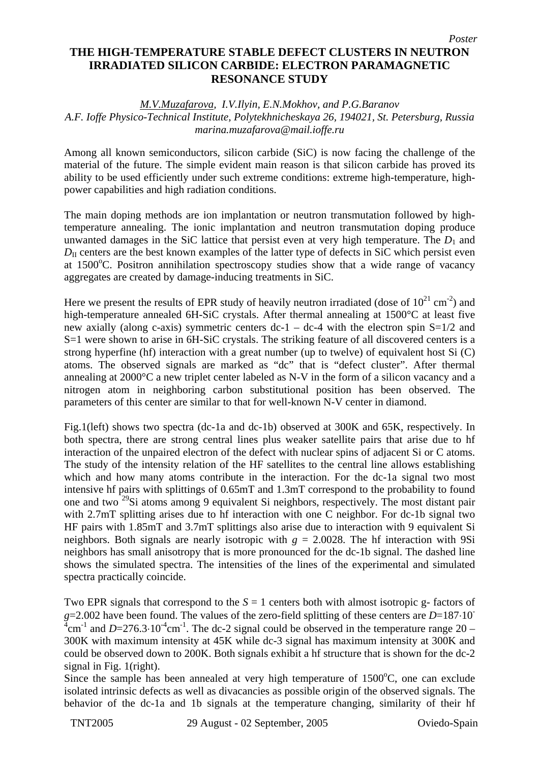*Poster*

# THE HIGH-TEMPERATURE STABLE DEFECT CLUSTERS IN NEUTRON IRRADIATED SILICON CARBIDE: ELECTRON PARAMAGNETIC RESONANCE STUDY

*M.V.Muzafarova, I.V.Ilyin, E.N.Mokhov, and P.G.Baranov*
*A.F. Ioffe Physico-Technical Institute, Polytekhnicheskaya 26, 194021, St. Petersburg, Russia*
*marina.muzafarova@mail.ioffe.ru*

Among all known semiconductors, silicon carbide (SiC) is now facing the challenge of the material of the future. The simple evident main reason is that silicon carbide has proved its ability to be used efficiently under such extreme conditions: extreme high-temperature, high-power capabilities and high radiation conditions.

The main doping methods are ion implantation or neutron transmutation followed by high-temperature annealing. The ionic implantation and neutron transmutation doping produce unwanted damages in the SiC lattice that persist even at very high temperature. The $D_{\text{I}}$ and $D_{\text{II}}$ centers are the best known examples of the latter type of defects in SiC which persist even at 1500$^{\circ}$C. Positron annihilation spectroscopy studies show that a wide range of vacancy aggregates are created by damage-inducing treatments in SiC.

Here we present the results of EPR study of heavily neutron irradiated (dose of $10^{21}$ cm$^{-2}$) and high-temperature annealed 6H-SiC crystals. After thermal annealing at 1500°C at least five new axially (along c-axis) symmetric centers dc-1 – dc-4 with the electron spin S=1/2 and S=1 were shown to arise in 6H-SiC crystals. The striking feature of all discovered centers is a strong hyperfine (hf) interaction with a great number (up to twelve) of equivalent host Si (C) atoms. The observed signals are marked as "dc" that is "defect cluster". After thermal annealing at 2000°C a new triplet center labeled as N-V in the form of a silicon vacancy and a nitrogen atom in neighboring carbon substitutional position has been observed. The parameters of this center are similar to that for well-known N-V center in diamond.

Fig.1(left) shows two spectra (dc-1a and dc-1b) observed at 300K and 65K, respectively. In both spectra, there are strong central lines plus weaker satellite pairs that arise due to hf interaction of the unpaired electron of the defect with nuclear spins of adjacent Si or C atoms. The study of the intensity relation of the HF satellites to the central line allows establishing which and how many atoms contribute in the interaction. For the dc-1a signal two most intensive hf pairs with splittings of 0.65mT and 1.3mT correspond to the probability to found one and two $^{29}$Si atoms among 9 equivalent Si neighbors, respectively. The most distant pair with 2.7mT splitting arises due to hf interaction with one C neighbor. For dc-1b signal two HF pairs with 1.85mT and 3.7mT splittings also arise due to interaction with 9 equivalent Si neighbors. Both signals are nearly isotropic with $g$ = 2.0028. The hf interaction with 9Si neighbors has small anisotropy that is more pronounced for the dc-1b signal. The dashed line shows the simulated spectra. The intensities of the lines of the experimental and simulated spectra practically coincide.

Two EPR signals that correspond to the $S$ = 1 centers both with almost isotropic g- factors of $g$=2.002 have been found. The values of the zero-field splitting of these centers are $D$=187$\cdot$10$^{-4}$cm$^{-1}$ and $D$=276.3$\cdot$10$^{-4}$cm$^{-1}$. The dc-2 signal could be observed in the temperature range 20 – 300K with maximum intensity at 45K while dc-3 signal has maximum intensity at 300K and could be observed down to 200K. Both signals exhibit a hf structure that is shown for the dc-2 signal in Fig. 1(right).

Since the sample has been annealed at very high temperature of 1500$^{\circ}$C, one can exclude isolated intrinsic defects as well as divacancies as possible origin of the observed signals. The behavior of the dc-1a and 1b signals at the temperature changing, similarity of their hf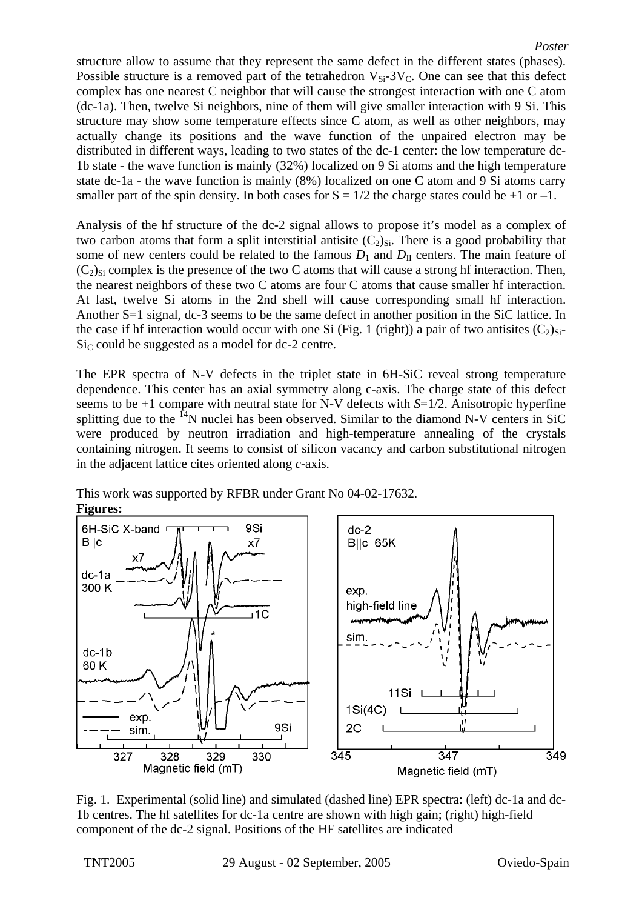structure allow to assume that they represent the same defect in the different states (phases). Possible structure is a removed part of the tetrahedron $V_{Si}$-$3V_C$. One can see that this defect complex has one nearest C neighbor that will cause the strongest interaction with one C atom (dc-1a). Then, twelve Si neighbors, nine of them will give smaller interaction with 9 Si. This structure may show some temperature effects since C atom, as well as other neighbors, may actually change its positions and the wave function of the unpaired electron may be distributed in different ways, leading to two states of the dc-1 center: the low temperature dc-1b state - the wave function is mainly (32%) localized on 9 Si atoms and the high temperature state dc-1a - the wave function is mainly (8%) localized on one C atom and 9 Si atoms carry smaller part of the spin density. In both cases for $S = 1/2$ the charge states could be +1 or –1.

Analysis of the hf structure of the dc-2 signal allows to propose it's model as a complex of two carbon atoms that form a split interstitial antisite $(C_2)_{Si}$. There is a good probability that some of new centers could be related to the famous $D_1$ and $D_{II}$ centers. The main feature of $(C_2)_{Si}$ complex is the presence of the two C atoms that will cause a strong hf interaction. Then, the nearest neighbors of these two C atoms are four C atoms that cause smaller hf interaction. At last, twelve Si atoms in the 2nd shell will cause corresponding small hf interaction. Another S=1 signal, dc-3 seems to be the same defect in another position in the SiC lattice. In the case if hf interaction would occur with one Si (Fig. 1 (right)) a pair of two antisites $(C_2)_{Si}$-$Si_C$ could be suggested as a model for dc-2 centre.

The EPR spectra of N-V defects in the triplet state in 6H-SiC reveal strong temperature dependence. This center has an axial symmetry along c-axis. The charge state of this defect seems to be +1 compare with neutral state for N-V defects with $S$=1/2. Anisotropic hyperfine splitting due to the $^{14}N$ nuclei has been observed. Similar to the diamond N-V centers in SiC were produced by neutron irradiation and high-temperature annealing of the crystals containing nitrogen. It seems to consist of silicon vacancy and carbon substitutional nitrogen in the adjacent lattice cites oriented along *c*-axis.

This work was supported by RFBR under Grant No 04-02-17632.

**Figures:**

6H-SiC X-band
B||c
x7
9Si
x7
dc-1a
300 K
1C
*
dc-1b
60 K
exp.
sim.
9Si
327 328 329 330
Magnetic field (mT)

dc-2
B||c 65K
exp.
high-field line
sim.
11Si
1Si(4C)
2C
345 347 349
Magnetic field (mT)

Fig. 1. Experimental (solid line) and simulated (dashed line) EPR spectra: (left) dc-1a and dc-1b centres. The hf satellites for dc-1a centre are shown with high gain; (right) high-field component of the dc-2 signal. Positions of the HF satellites are indicated